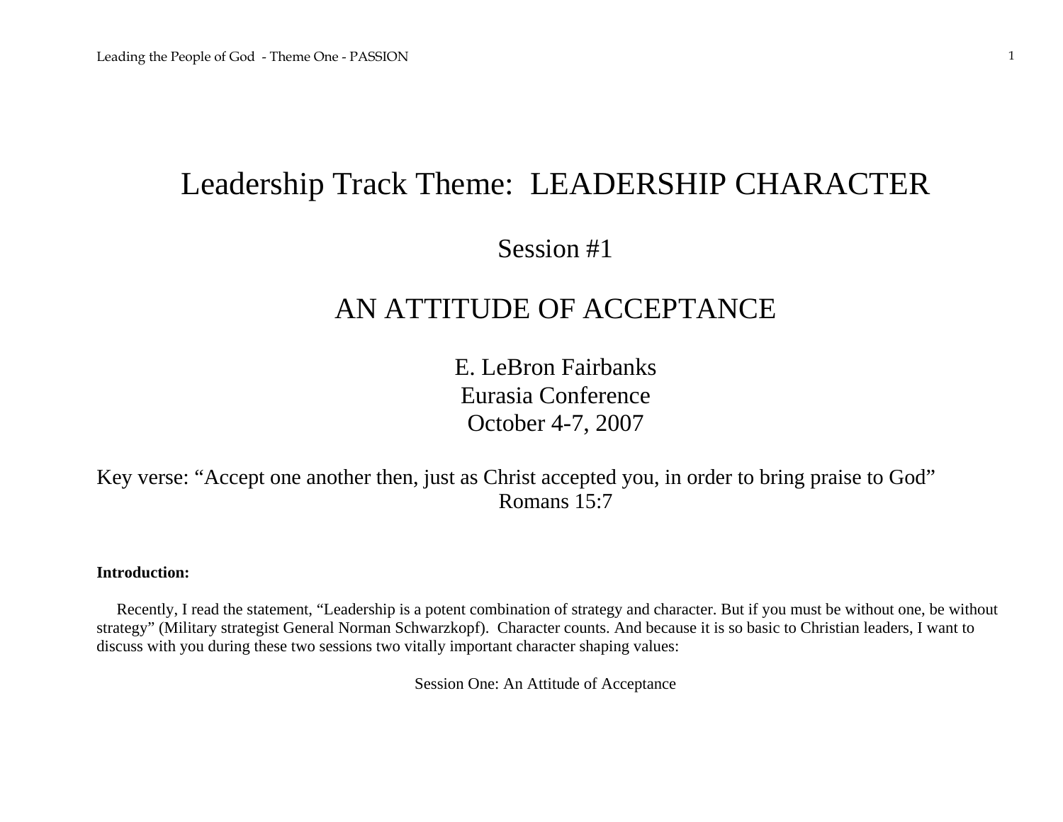# Leadership Track Theme: LEADERSHIP CHARACTER

## Session #1

## AN ATTITUDE OF ACCEPTANCE

E. LeBron Fairbanks
Eurasia Conference
October 4-7, 2007

Key verse: "Accept one another then, just as Christ accepted you, in order to bring praise to God"
Romans 15:7

**Introduction:**

Recently, I read the statement, "Leadership is a potent combination of strategy and character. But if you must be without one, be without strategy" (Military strategist General Norman Schwarzkopf). Character counts. And because it is so basic to Christian leaders, I want to discuss with you during these two sessions two vitally important character shaping values:

Session One: An Attitude of Acceptance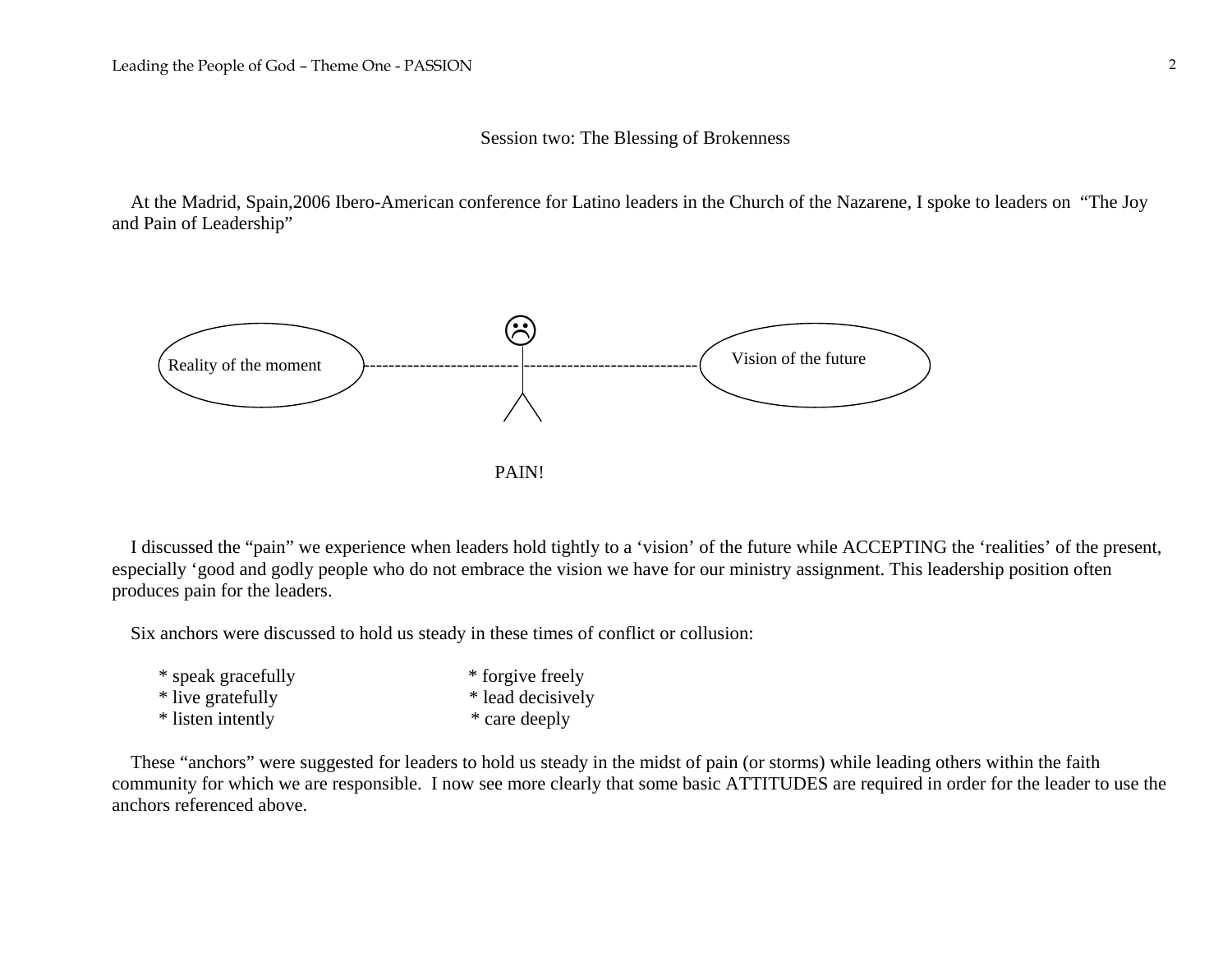## Session two: The Blessing of Brokenness

At the Madrid, Spain,2006 Ibero-American conference for Latino leaders in the Church of the Nazarene, I spoke to leaders on "The Joy and Pain of Leadership"

Reality of the moment

Vision of the future

PAIN!

I discussed the "pain" we experience when leaders hold tightly to a 'vision' of the future while ACCEPTING the 'realities' of the present, especially 'good and godly people who do not embrace the vision we have for our ministry assignment. This leadership position often produces pain for the leaders.

Six anchors were discussed to hold us steady in these times of conflict or collusion:

* speak gracefully
* live gratefully
* listen intently
* forgive freely
* lead decisively
* care deeply

These "anchors" were suggested for leaders to hold us steady in the midst of pain (or storms) while leading others within the faith community for which we are responsible. I now see more clearly that some basic ATTITUDES are required in order for the leader to use the anchors referenced above.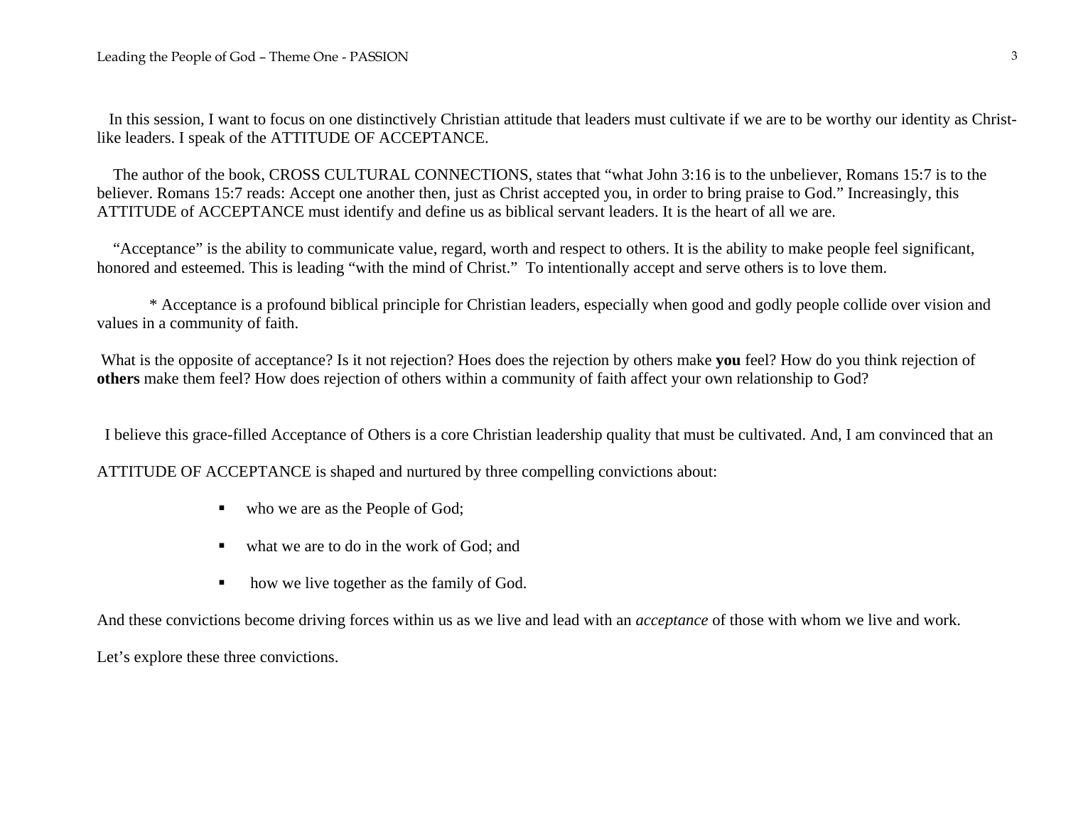In this session, I want to focus on one distinctively Christian attitude that leaders must cultivate if we are to be worthy our identity as Christ-like leaders. I speak of the ATTITUDE OF ACCEPTANCE.

The author of the book, CROSS CULTURAL CONNECTIONS, states that "what John 3:16 is to the unbeliever, Romans 15:7 is to the believer. Romans 15:7 reads: Accept one another then, just as Christ accepted you, in order to bring praise to God." Increasingly, this ATTITUDE of ACCEPTANCE must identify and define us as biblical servant leaders. It is the heart of all we are.

"Acceptance" is the ability to communicate value, regard, worth and respect to others. It is the ability to make people feel significant, honored and esteemed. This is leading "with the mind of Christ." To intentionally accept and serve others is to love them.

* Acceptance is a profound biblical principle for Christian leaders, especially when good and godly people collide over vision and values in a community of faith.

What is the opposite of acceptance? Is it not rejection? Hoes does the rejection by others make **you** feel? How do you think rejection of **others** make them feel? How does rejection of others within a community of faith affect your own relationship to God?

I believe this grace-filled Acceptance of Others is a core Christian leadership quality that must be cultivated. And, I am convinced that an

ATTITUDE OF ACCEPTANCE is shaped and nurtured by three compelling convictions about:

- who we are as the People of God;
- what we are to do in the work of God; and
- how we live together as the family of God.

And these convictions become driving forces within us as we live and lead with an *acceptance* of those with whom we live and work.

Let's explore these three convictions.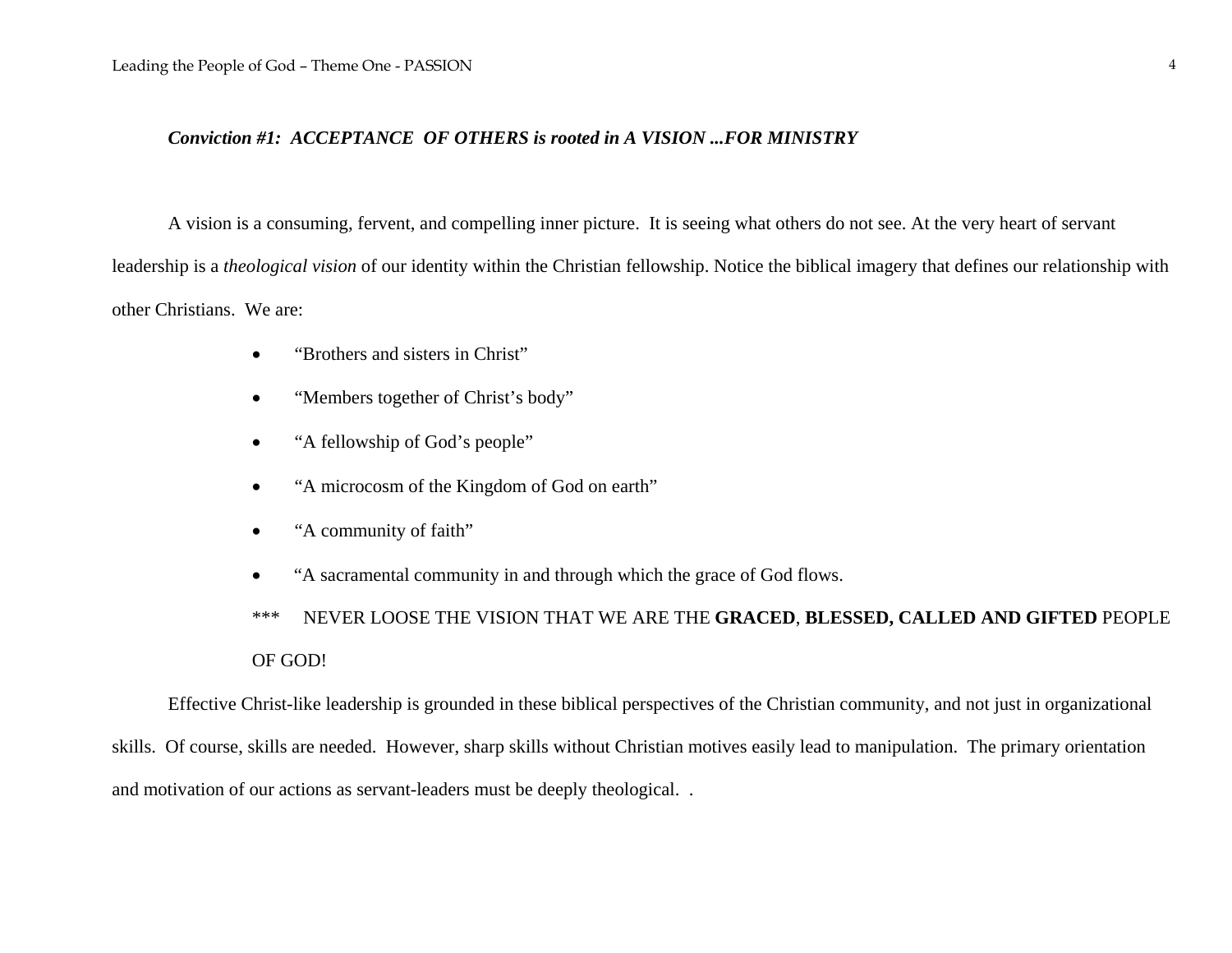***Conviction #1: ACCEPTANCE OF OTHERS is rooted in A VISION ...FOR MINISTRY***

A vision is a consuming, fervent, and compelling inner picture. It is seeing what others do not see. At the very heart of servant leadership is a *theological vision* of our identity within the Christian fellowship. Notice the biblical imagery that defines our relationship with other Christians. We are:

- “Brothers and sisters in Christ”
- “Members together of Christ’s body”
- “A fellowship of God’s people”
- “A microcosm of the Kingdom of God on earth”
- “A community of faith”
- “A sacramental community in and through which the grace of God flows.

*** NEVER LOOSE THE VISION THAT WE ARE THE **GRACED**, **BLESSED, CALLED AND GIFTED** PEOPLE OF GOD!

Effective Christ-like leadership is grounded in these biblical perspectives of the Christian community, and not just in organizational skills. Of course, skills are needed. However, sharp skills without Christian motives easily lead to manipulation. The primary orientation and motivation of our actions as servant-leaders must be deeply theological. .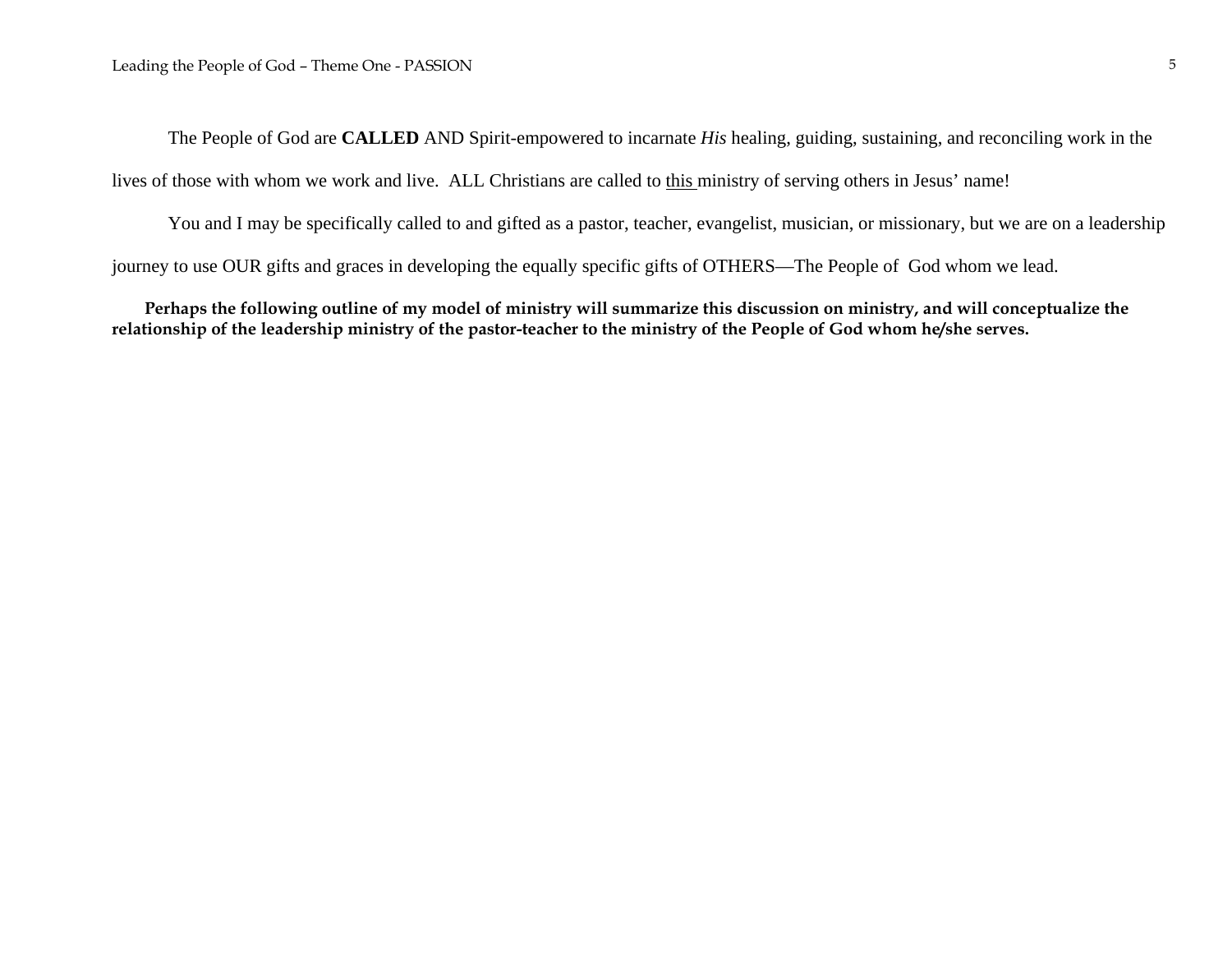The People of God are **CALLED** AND Spirit-empowered to incarnate *His* healing, guiding, sustaining, and reconciling work in the lives of those with whom we work and live.  ALL Christians are called to <u>this </u>ministry of serving others in Jesus' name!

You and I may be specifically called to and gifted as a pastor, teacher, evangelist, musician, or missionary, but we are on a leadership journey to use OUR gifts and graces in developing the equally specific gifts of OTHERS—The People of  God whom we lead.

**Perhaps the following outline of my model of ministry will summarize this discussion on ministry, and will conceptualize the relationship of the leadership ministry of the pastor-teacher to the ministry of the People of God whom he/she serves.**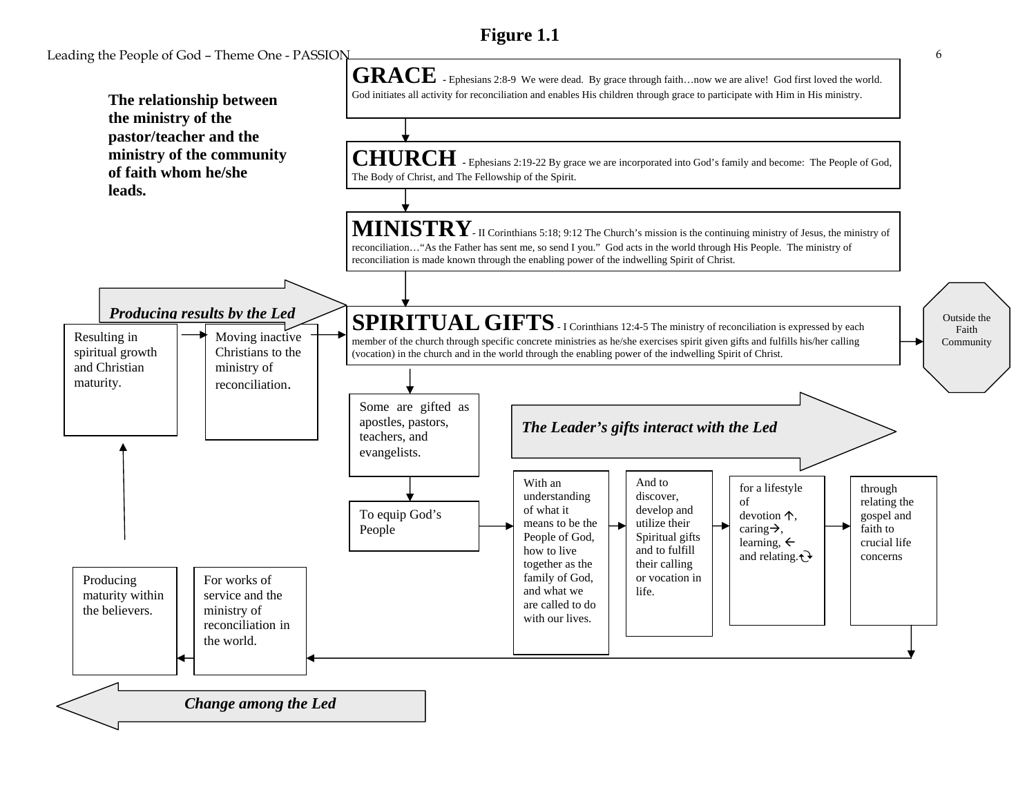# Figure 1.1

**The relationship between the ministry of the pastor/teacher and the ministry of the community of faith whom he/she leads.**

**GRACE** - Ephesians 2:8-9 We were dead. By grace through faith…now we are alive! God first loved the world. God initiates all activity for reconciliation and enables His children through grace to participate with Him in His ministry.

**CHURCH** - Ephesians 2:19-22 By grace we are incorporated into God's family and become: The People of God, The Body of Christ, and The Fellowship of the Spirit.

**MINISTRY** - II Corinthians 5:18; 9:12 The Church's mission is the continuing ministry of Jesus, the ministry of reconciliation…"As the Father has sent me, so send I you." God acts in the world through His People. The ministry of reconciliation is made known through the enabling power of the indwelling Spirit of Christ.

**SPIRITUAL GIFTS** - I Corinthians 12:4-5 The ministry of reconciliation is expressed by each member of the church through specific concrete ministries as he/she exercises spirit given gifts and fulfills his/her calling (vocation) in the church and in the world through the enabling power of the indwelling Spirit of Christ.

Outside the Faith Community

Some are gifted as apostles, pastors, teachers, and evangelists.

To equip God's People

***The Leader's gifts interact with the Led***

With an understanding of what it means to be the People of God, how to live together as the family of God, and what we are called to do with our lives.

And to discover, develop and utilize their Spiritual gifts and to fulfill their calling or vocation in life.

for a lifestyle of devotion ↑, caring→, learning, ← and relating.

through relating the gospel and faith to crucial life concerns

For works of service and the ministry of reconciliation in the world.

Producing maturity within the believers.

***Change among the Led***

Resulting in spiritual growth and Christian maturity.

Moving inactive Christians to the ministry of reconciliation.

***Producing results by the Led***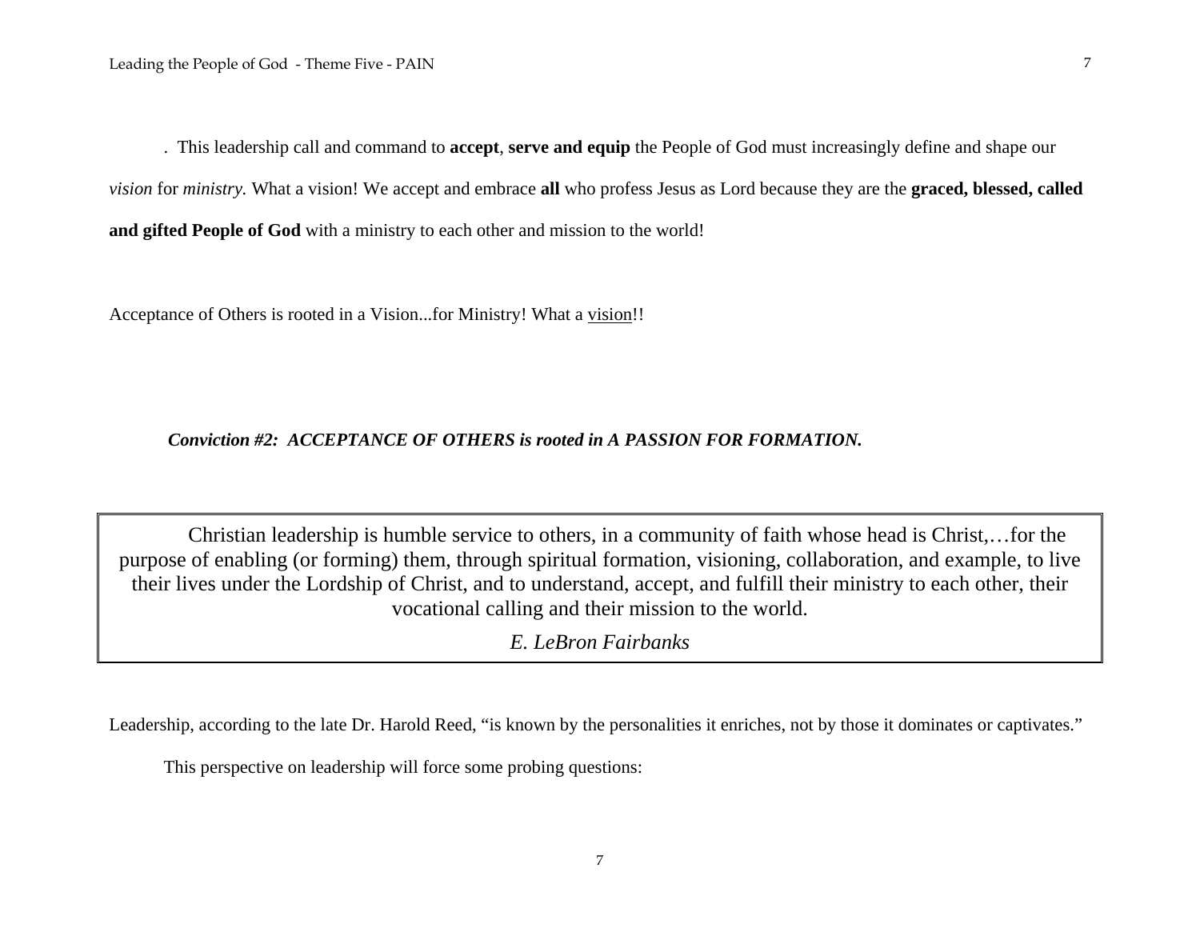. This leadership call and command to **accept**, **serve and equip** the People of God must increasingly define and shape our *vision* for *ministry.* What a vision! We accept and embrace **all** who profess Jesus as Lord because they are the **graced, blessed, called and gifted People of God** with a ministry to each other and mission to the world!

Acceptance of Others is rooted in a Vision...for Ministry! What a vision!!

***Conviction #2: ACCEPTANCE OF OTHERS is rooted in A PASSION FOR FORMATION.***

> Christian leadership is humble service to others, in a community of faith whose head is Christ,…for the purpose of enabling (or forming) them, through spiritual formation, visioning, collaboration, and example, to live their lives under the Lordship of Christ, and to understand, accept, and fulfill their ministry to each other, their vocational calling and their mission to the world.
>
> *E. LeBron Fairbanks*

Leadership, according to the late Dr. Harold Reed, "is known by the personalities it enriches, not by those it dominates or captivates."

This perspective on leadership will force some probing questions: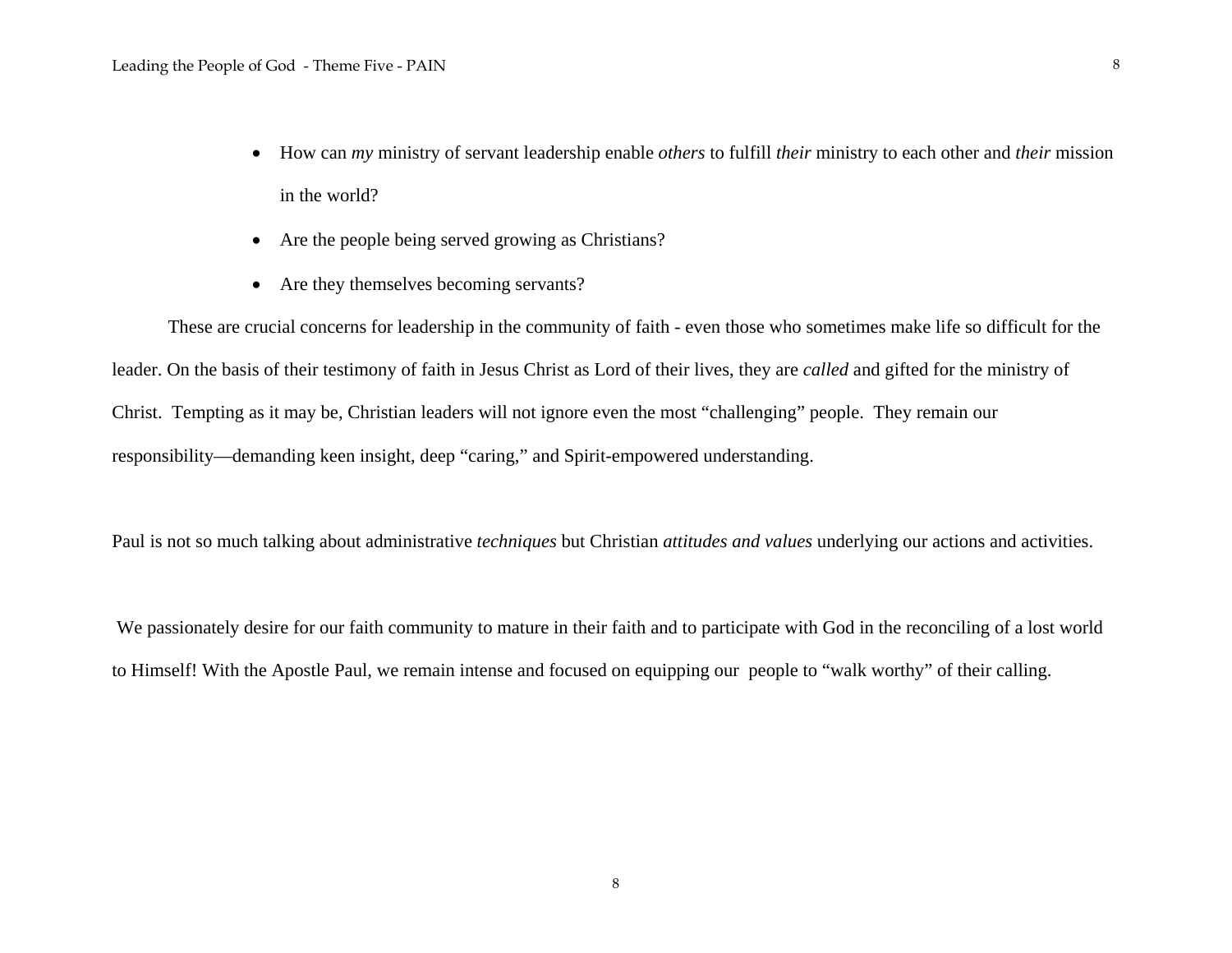- How can *my* ministry of servant leadership enable *others* to fulfill *their* ministry to each other and *their* mission in the world?
- Are the people being served growing as Christians?
- Are they themselves becoming servants?

These are crucial concerns for leadership in the community of faith - even those who sometimes make life so difficult for the leader. On the basis of their testimony of faith in Jesus Christ as Lord of their lives, they are *called* and gifted for the ministry of Christ. Tempting as it may be, Christian leaders will not ignore even the most "challenging" people. They remain our responsibility—demanding keen insight, deep "caring," and Spirit-empowered understanding.

Paul is not so much talking about administrative *techniques* but Christian *attitudes and values* underlying our actions and activities.

We passionately desire for our faith community to mature in their faith and to participate with God in the reconciling of a lost world to Himself! With the Apostle Paul, we remain intense and focused on equipping our people to "walk worthy" of their calling.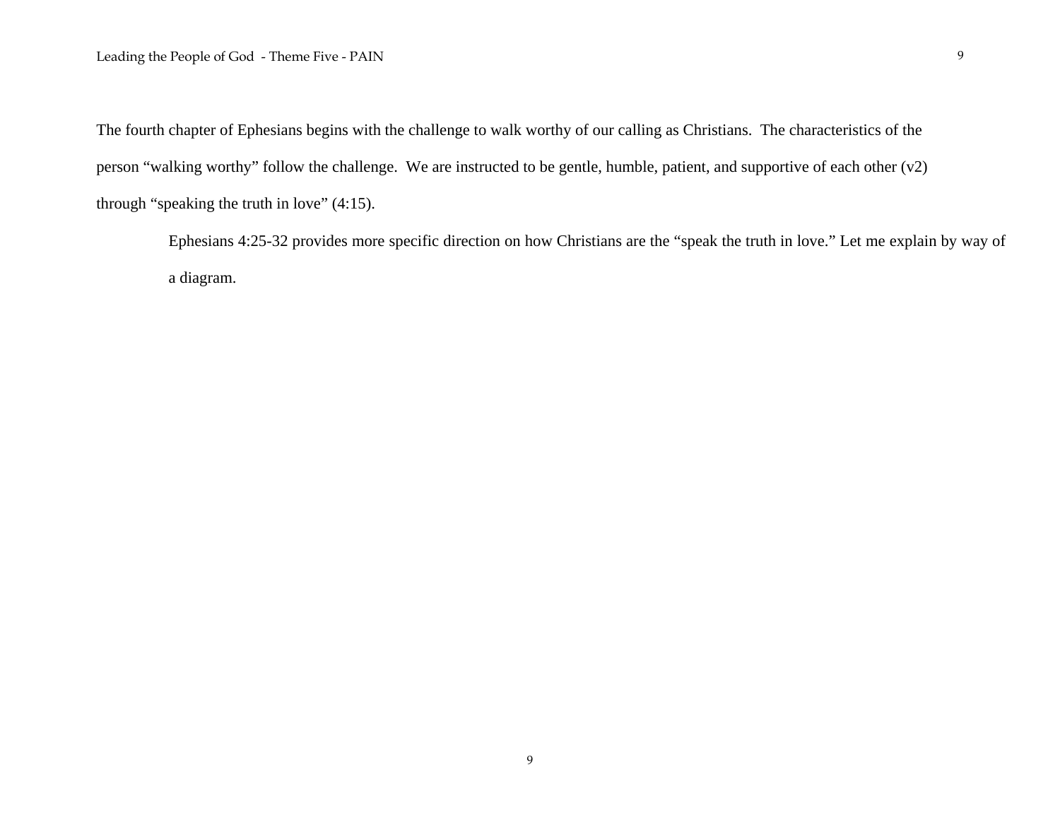The fourth chapter of Ephesians begins with the challenge to walk worthy of our calling as Christians. The characteristics of the person "walking worthy" follow the challenge. We are instructed to be gentle, humble, patient, and supportive of each other (v2) through "speaking the truth in love" (4:15).

Ephesians 4:25-32 provides more specific direction on how Christians are the "speak the truth in love." Let me explain by way of a diagram.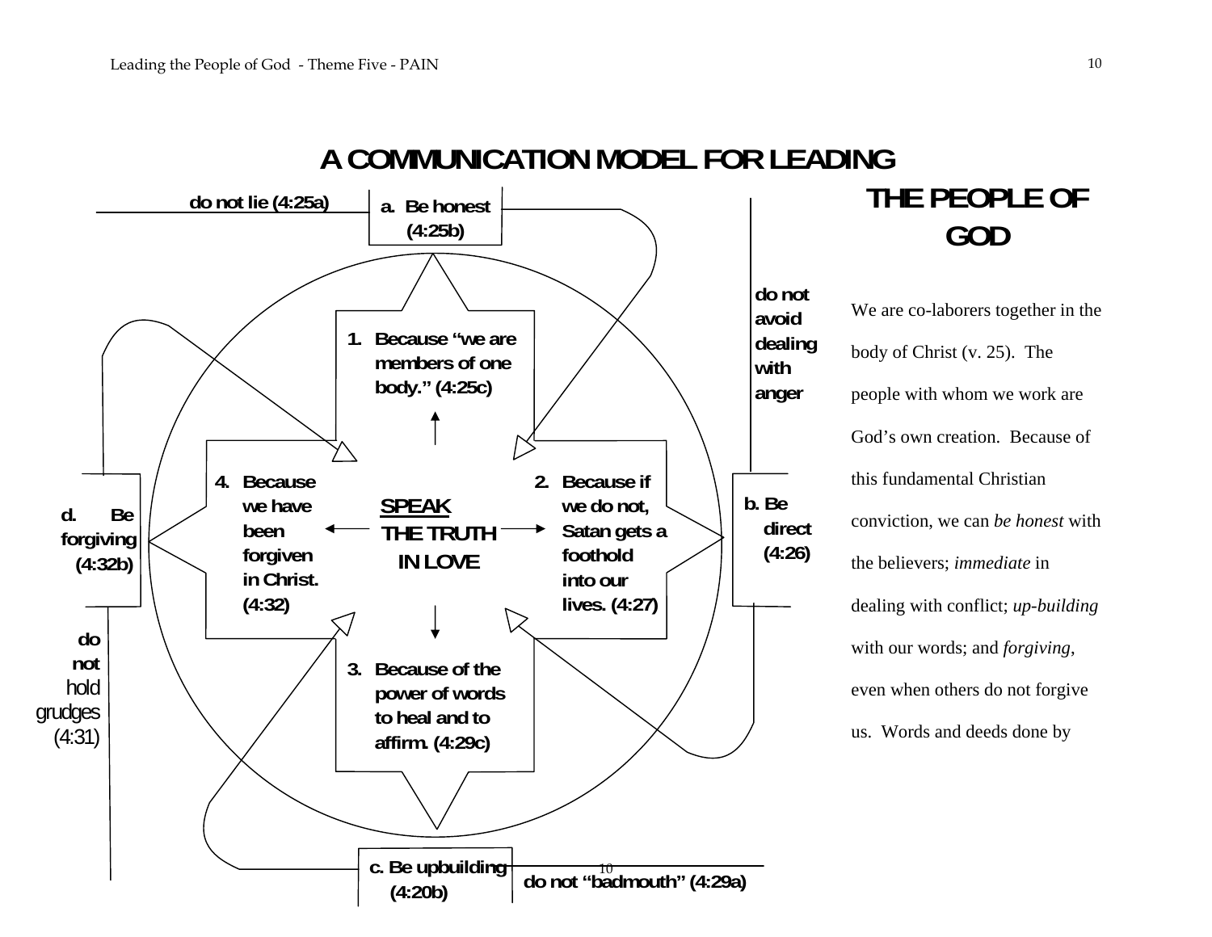# A COMMUNICATION MODEL FOR LEADING THE PEOPLE OF GOD

do not lie (4:25a)

a. Be honest (4:25b)

1. Because "we are members of one body." (4:25c)

do not avoid dealing with anger

b. Be direct (4:26)

2. Because if we do not, Satan gets a foothold into our lives. (4:27)

SPEAK THE TRUTH IN LOVE

3. Because of the power of words to heal and to affirm. (4:29c)

c. Be upbuilding (4:20b)

do not "badmouth" (4:29a)

4. Because we have been forgiven in Christ. (4:32)

d. Be forgiving (4:32b)

do not hold grudges (4:31)

We are co-laborers together in the body of Christ (v. 25). The people with whom we work are God's own creation. Because of this fundamental Christian conviction, we can *be honest* with the believers; *immediate* in dealing with conflict; *up-building* with our words; and *forgiving*, even when others do not forgive us. Words and deeds done by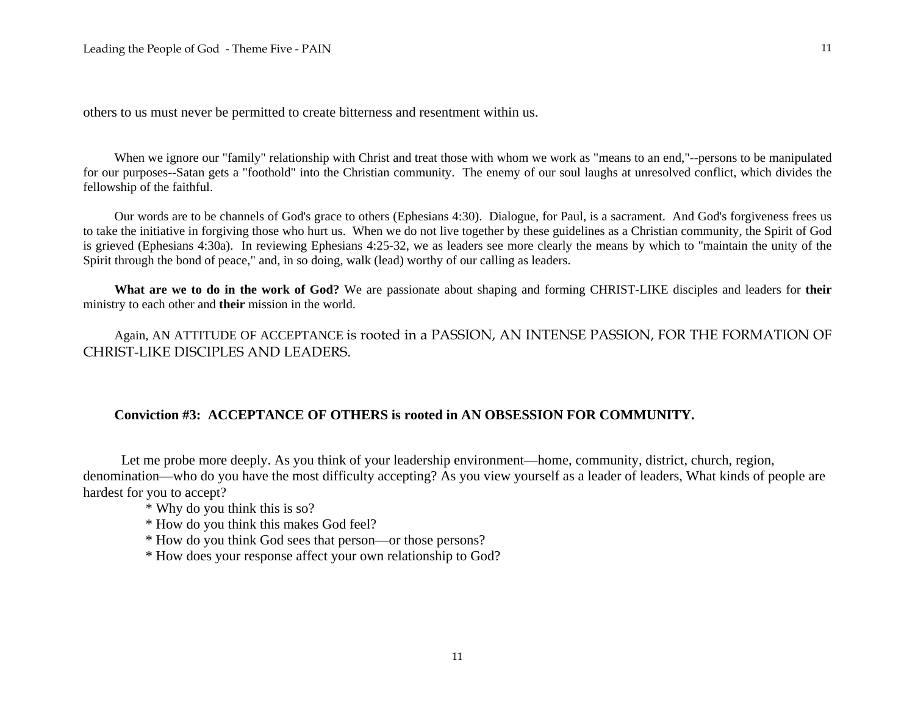others to us must never be permitted to create bitterness and resentment within us.

When we ignore our "family" relationship with Christ and treat those with whom we work as "means to an end,"--persons to be manipulated for our purposes--Satan gets a "foothold" into the Christian community. The enemy of our soul laughs at unresolved conflict, which divides the fellowship of the faithful.

Our words are to be channels of God's grace to others (Ephesians 4:30). Dialogue, for Paul, is a sacrament. And God's forgiveness frees us to take the initiative in forgiving those who hurt us. When we do not live together by these guidelines as a Christian community, the Spirit of God is grieved (Ephesians 4:30a). In reviewing Ephesians 4:25-32, we as leaders see more clearly the means by which to "maintain the unity of the Spirit through the bond of peace," and, in so doing, walk (lead) worthy of our calling as leaders.

**What are we to do in the work of God?** We are passionate about shaping and forming CHRIST-LIKE disciples and leaders for **their** ministry to each other and **their** mission in the world.

Again, AN ATTITUDE OF ACCEPTANCE is rooted in a PASSION, AN INTENSE PASSION, FOR THE FORMATION OF CHRIST-LIKE DISCIPLES AND LEADERS.

**Conviction #3: ACCEPTANCE OF OTHERS is rooted in AN OBSESSION FOR COMMUNITY.**

Let me probe more deeply. As you think of your leadership environment—home, community, district, church, region, denomination—who do you have the most difficulty accepting? As you view yourself as a leader of leaders, What kinds of people are hardest for you to accept?

* Why do you think this is so?
* How do you think this makes God feel?
* How do you think God sees that person—or those persons?
* How does your response affect your own relationship to God?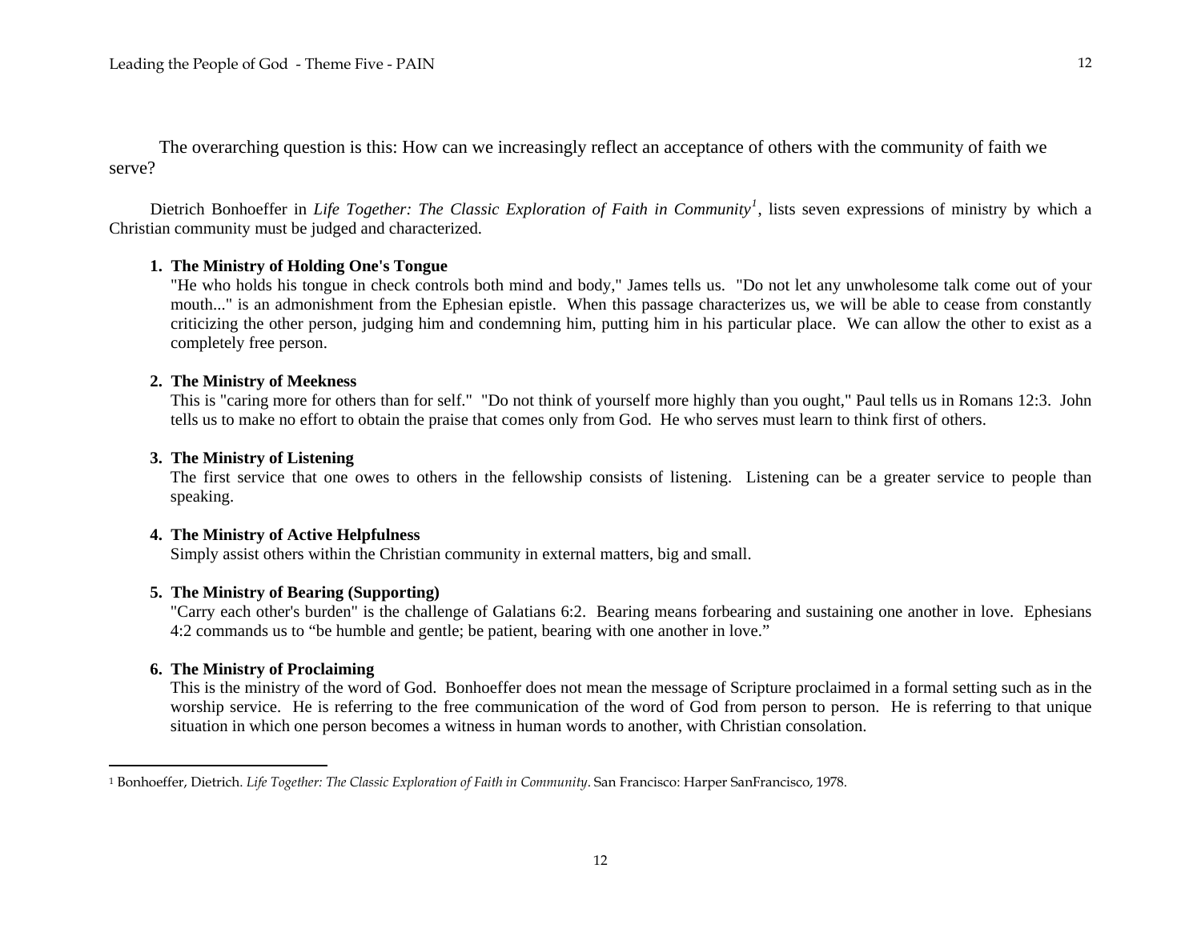The overarching question is this: How can we increasingly reflect an acceptance of others with the community of faith we serve?

Dietrich Bonhoeffer in *Life Together: The Classic Exploration of Faith in Community*[1], lists seven expressions of ministry by which a Christian community must be judged and characterized.

1. **The Ministry of Holding One's Tongue**
   "He who holds his tongue in check controls both mind and body," James tells us. "Do not let any unwholesome talk come out of your mouth..." is an admonishment from the Ephesian epistle. When this passage characterizes us, we will be able to cease from constantly criticizing the other person, judging him and condemning him, putting him in his particular place. We can allow the other to exist as a completely free person.

2. **The Ministry of Meekness**
   This is "caring more for others than for self." "Do not think of yourself more highly than you ought," Paul tells us in Romans 12:3. John tells us to make no effort to obtain the praise that comes only from God. He who serves must learn to think first of others.

3. **The Ministry of Listening**
   The first service that one owes to others in the fellowship consists of listening. Listening can be a greater service to people than speaking.

4. **The Ministry of Active Helpfulness**
   Simply assist others within the Christian community in external matters, big and small.

5. **The Ministry of Bearing (Supporting)**
   "Carry each other's burden" is the challenge of Galatians 6:2. Bearing means forbearing and sustaining one another in love. Ephesians 4:2 commands us to "be humble and gentle; be patient, bearing with one another in love."

6. **The Ministry of Proclaiming**
   This is the ministry of the word of God. Bonhoeffer does not mean the message of Scripture proclaimed in a formal setting such as in the worship service. He is referring to the free communication of the word of God from person to person. He is referring to that unique situation in which one person becomes a witness in human words to another, with Christian consolation.

---

[1] Bonhoeffer, Dietrich. *Life Together: The Classic Exploration of Faith in Community*. San Francisco: Harper SanFrancisco, 1978.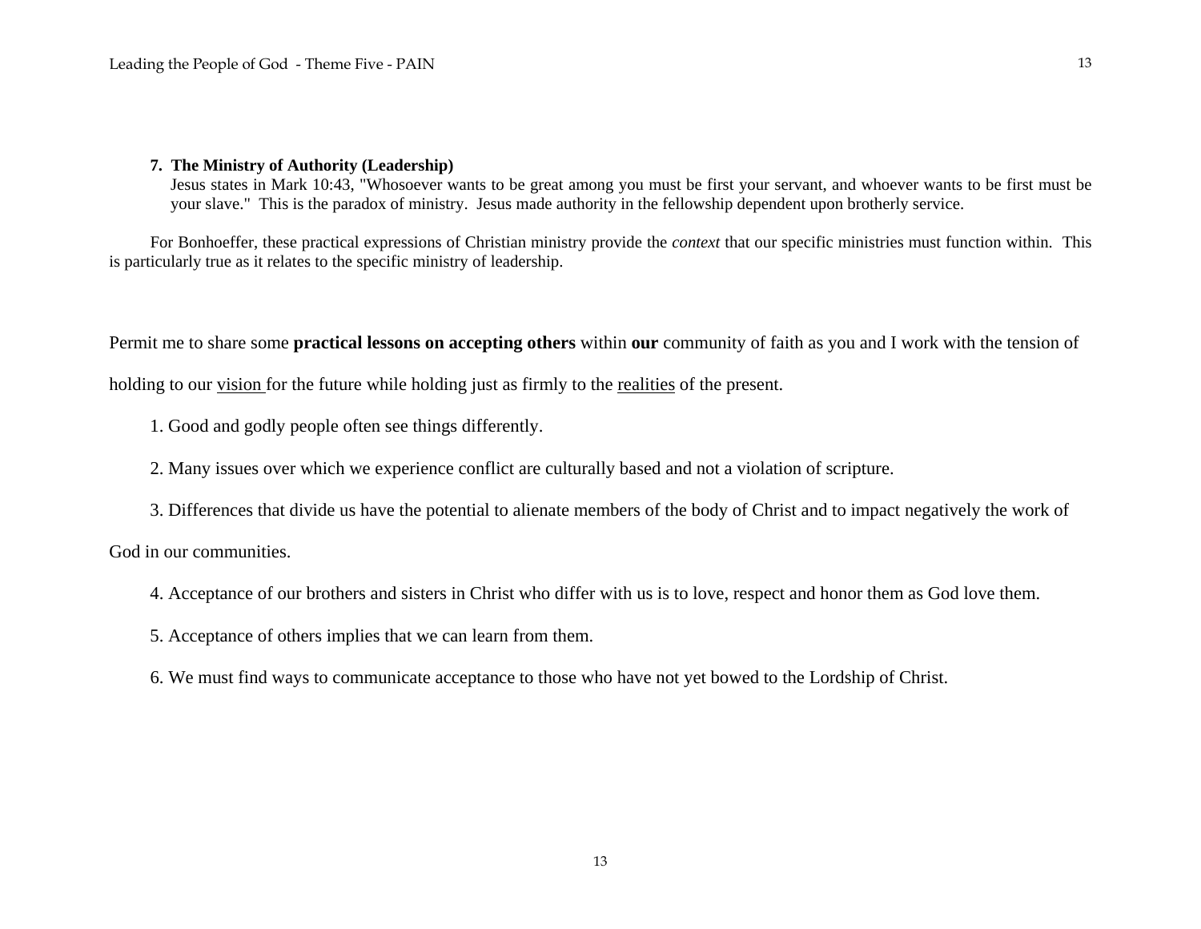**7. The Ministry of Authority (Leadership)**

Jesus states in Mark 10:43, "Whosoever wants to be great among you must be first your servant, and whoever wants to be first must be your slave." This is the paradox of ministry. Jesus made authority in the fellowship dependent upon brotherly service.

For Bonhoeffer, these practical expressions of Christian ministry provide the *context* that our specific ministries must function within. This is particularly true as it relates to the specific ministry of leadership.

Permit me to share some **practical lessons on accepting others** within **our** community of faith as you and I work with the tension of holding to our <u>vision</u> for the future while holding just as firmly to the <u>realities</u> of the present.

1. Good and godly people often see things differently.

2. Many issues over which we experience conflict are culturally based and not a violation of scripture.

3. Differences that divide us have the potential to alienate members of the body of Christ and to impact negatively the work of God in our communities.

4. Acceptance of our brothers and sisters in Christ who differ with us is to love, respect and honor them as God love them.

5. Acceptance of others implies that we can learn from them.

6. We must find ways to communicate acceptance to those who have not yet bowed to the Lordship of Christ.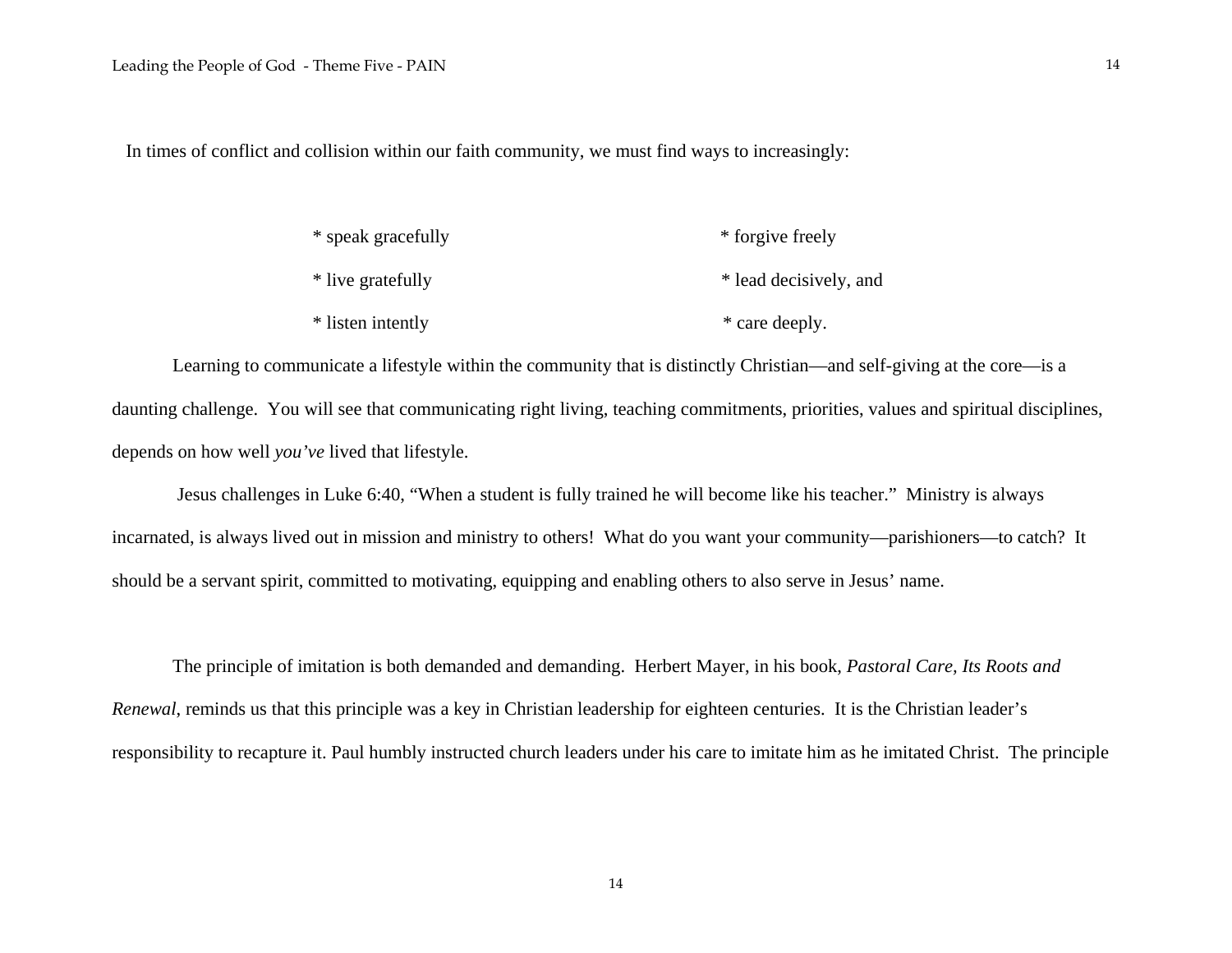In times of conflict and collision within our faith community, we must find ways to increasingly:

* speak gracefully
* live gratefully
* listen intently
* forgive freely
* lead decisively, and
* care deeply.

Learning to communicate a lifestyle within the community that is distinctly Christian—and self-giving at the core—is a daunting challenge. You will see that communicating right living, teaching commitments, priorities, values and spiritual disciplines, depends on how well *you've* lived that lifestyle.

Jesus challenges in Luke 6:40, "When a student is fully trained he will become like his teacher." Ministry is always incarnated, is always lived out in mission and ministry to others! What do you want your community—parishioners—to catch? It should be a servant spirit, committed to motivating, equipping and enabling others to also serve in Jesus' name.

The principle of imitation is both demanded and demanding. Herbert Mayer, in his book, *Pastoral Care, Its Roots and Renewal*, reminds us that this principle was a key in Christian leadership for eighteen centuries. It is the Christian leader's responsibility to recapture it. Paul humbly instructed church leaders under his care to imitate him as he imitated Christ. The principle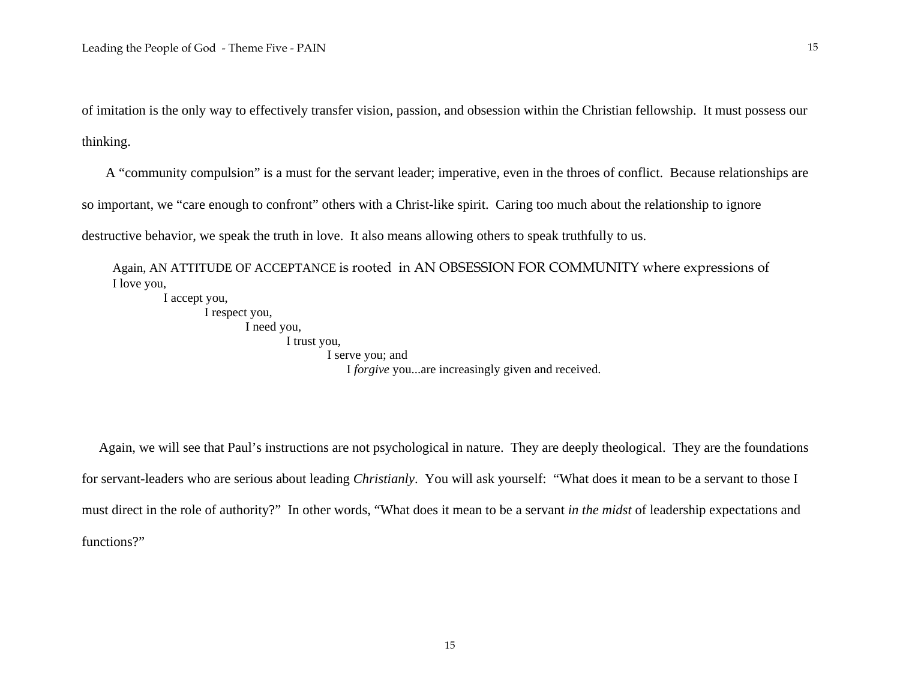of imitation is the only way to effectively transfer vision, passion, and obsession within the Christian fellowship. It must possess our thinking.

A "community compulsion" is a must for the servant leader; imperative, even in the throes of conflict. Because relationships are so important, we "care enough to confront" others with a Christ-like spirit. Caring too much about the relationship to ignore destructive behavior, we speak the truth in love. It also means allowing others to speak truthfully to us.

> Again, AN ATTITUDE OF ACCEPTANCE is rooted in AN OBSESSION FOR COMMUNITY where expressions of
> I love you,
> I accept you,
> I respect you,
> I need you,
> I trust you,
> I serve you; and
> I *forgive* you...are increasingly given and received.

Again, we will see that Paul's instructions are not psychological in nature. They are deeply theological. They are the foundations for servant-leaders who are serious about leading *Christianly*. You will ask yourself: "What does it mean to be a servant to those I must direct in the role of authority?" In other words, "What does it mean to be a servant *in the midst* of leadership expectations and functions?"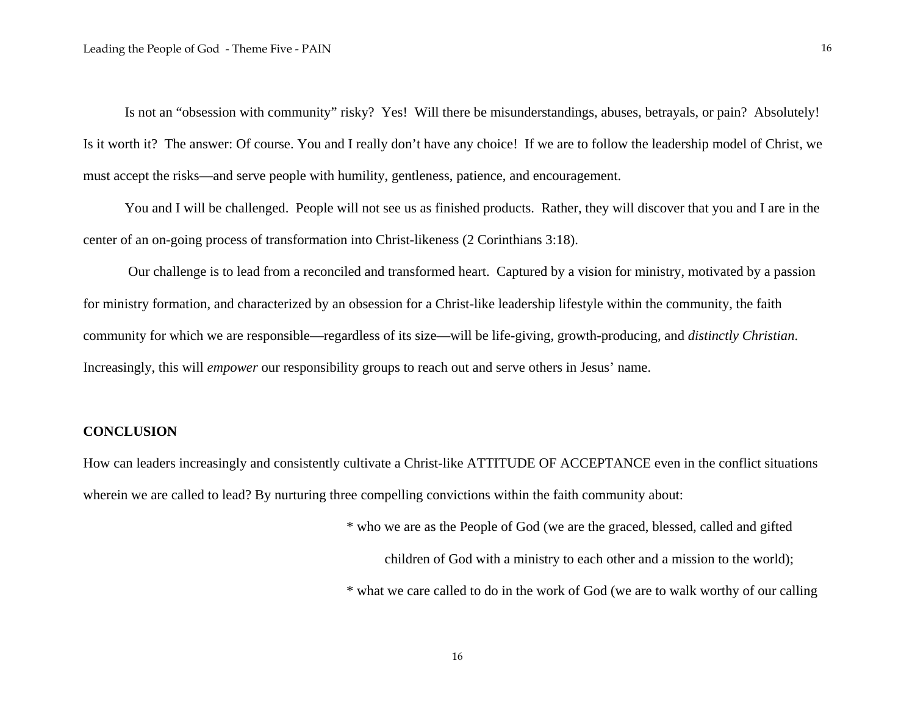Is not an "obsession with community" risky? Yes! Will there be misunderstandings, abuses, betrayals, or pain? Absolutely! Is it worth it? The answer: Of course. You and I really don't have any choice! If we are to follow the leadership model of Christ, we must accept the risks—and serve people with humility, gentleness, patience, and encouragement.

You and I will be challenged. People will not see us as finished products. Rather, they will discover that you and I are in the center of an on-going process of transformation into Christ-likeness (2 Corinthians 3:18).

Our challenge is to lead from a reconciled and transformed heart. Captured by a vision for ministry, motivated by a passion for ministry formation, and characterized by an obsession for a Christ-like leadership lifestyle within the community, the faith community for which we are responsible—regardless of its size—will be life-giving, growth-producing, and *distinctly Christian*. Increasingly, this will *empower* our responsibility groups to reach out and serve others in Jesus' name.

**CONCLUSION**

How can leaders increasingly and consistently cultivate a Christ-like ATTITUDE OF ACCEPTANCE even in the conflict situations wherein we are called to lead? By nurturing three compelling convictions within the faith community about:

* who we are as the People of God (we are the graced, blessed, called and gifted children of God with a ministry to each other and a mission to the world);
* what we care called to do in the work of God (we are to walk worthy of our calling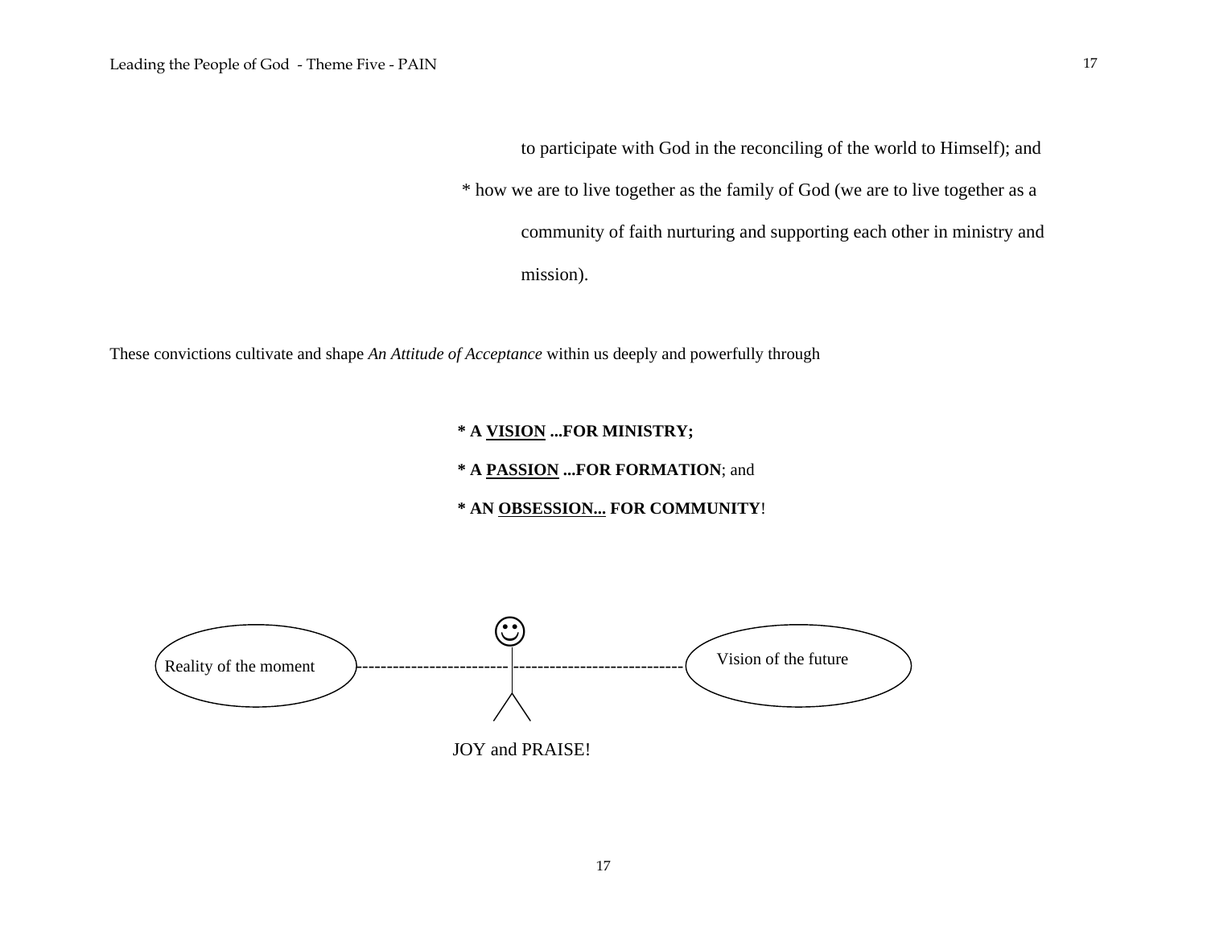to participate with God in the reconciling of the world to Himself); and

* how we are to live together as the family of God (we are to live together as a community of faith nurturing and supporting each other in ministry and mission).

These convictions cultivate and shape *An Attitude of Acceptance* within us deeply and powerfully through

**\* A <u>VISION</u> ...FOR MINISTRY;**

**\* A <u>PASSION</u> ...FOR FORMATION**; and

**\* AN <u>OBSESSION...</u> FOR COMMUNITY**!

Reality of the moment

Vision of the future

JOY and PRAISE!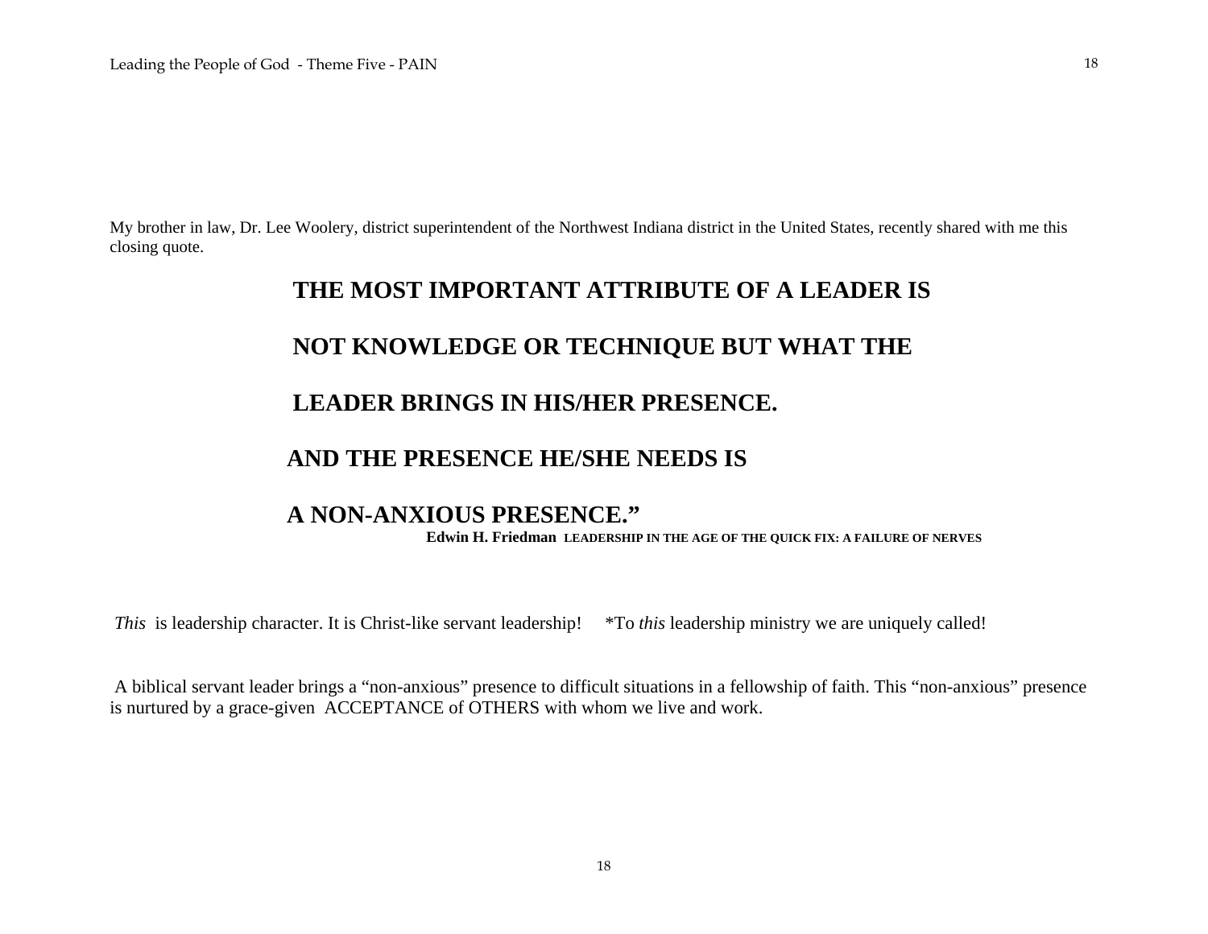My brother in law, Dr. Lee Woolery, district superintendent of the Northwest Indiana district in the United States, recently shared with me this closing quote.

**THE MOST IMPORTANT ATTRIBUTE OF A LEADER IS**

**NOT KNOWLEDGE OR TECHNIQUE BUT WHAT THE**

**LEADER BRINGS IN HIS/HER PRESENCE.**

**AND THE PRESENCE HE/SHE NEEDS IS**

**A NON-ANXIOUS PRESENCE."**

**Edwin H. Friedman LEADERSHIP IN THE AGE OF THE QUICK FIX: A FAILURE OF NERVES**

*This* is leadership character. It is Christ-like servant leadership! *To *this* leadership ministry we are uniquely called!

A biblical servant leader brings a "non-anxious" presence to difficult situations in a fellowship of faith. This "non-anxious" presence is nurtured by a grace-given ACCEPTANCE of OTHERS with whom we live and work.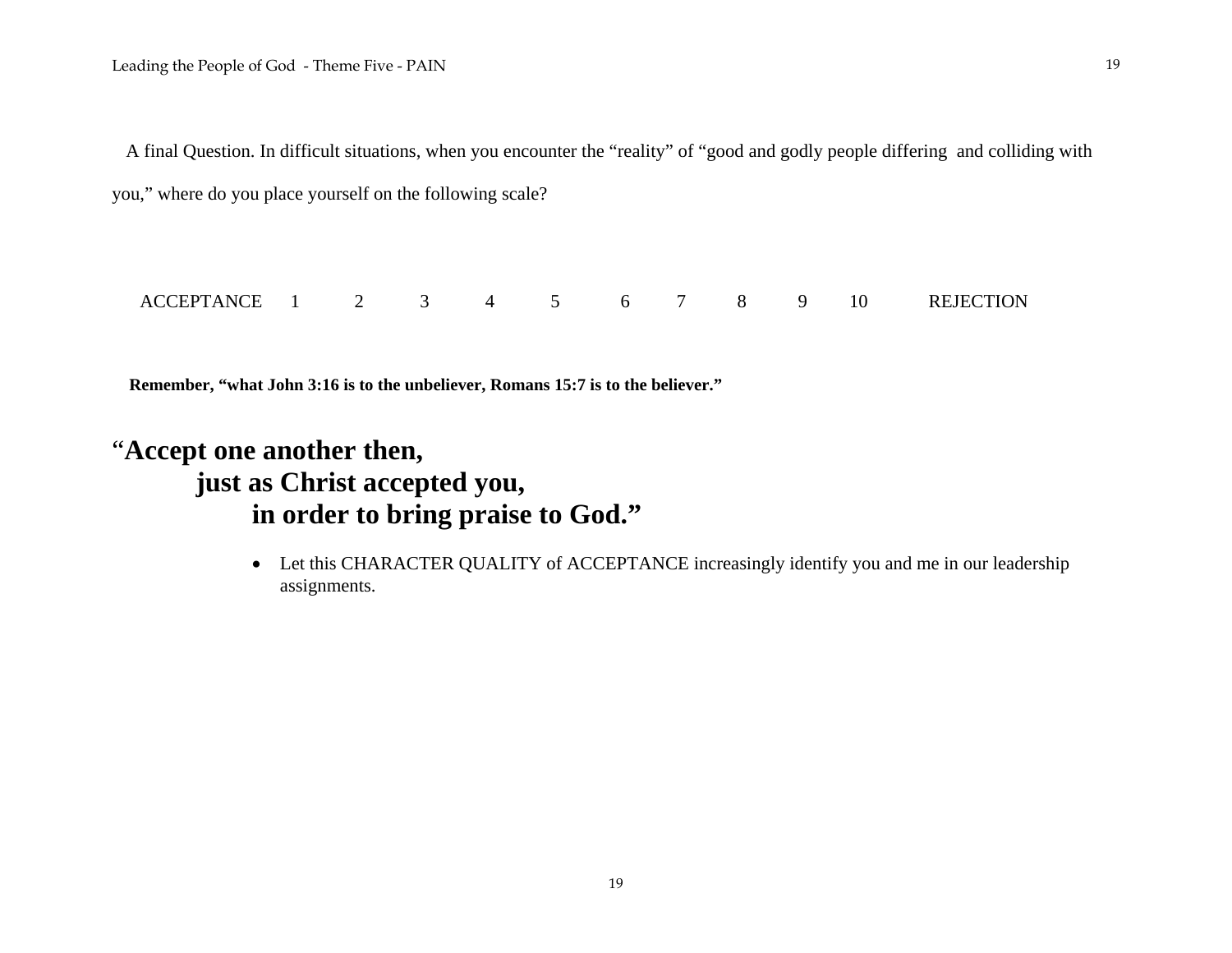A final Question. In difficult situations, when you encounter the "reality" of "good and godly people differing and colliding with you," where do you place yourself on the following scale?

ACCEPTANCE 1 2 3 4 5 6 7 8 9 10 REJECTION

**Remember, "what John 3:16 is to the unbeliever, Romans 15:7 is to the believer."**

**"Accept one another then,**
**just as Christ accepted you,**
**in order to bring praise to God."**

- Let this CHARACTER QUALITY of ACCEPTANCE increasingly identify you and me in our leadership assignments.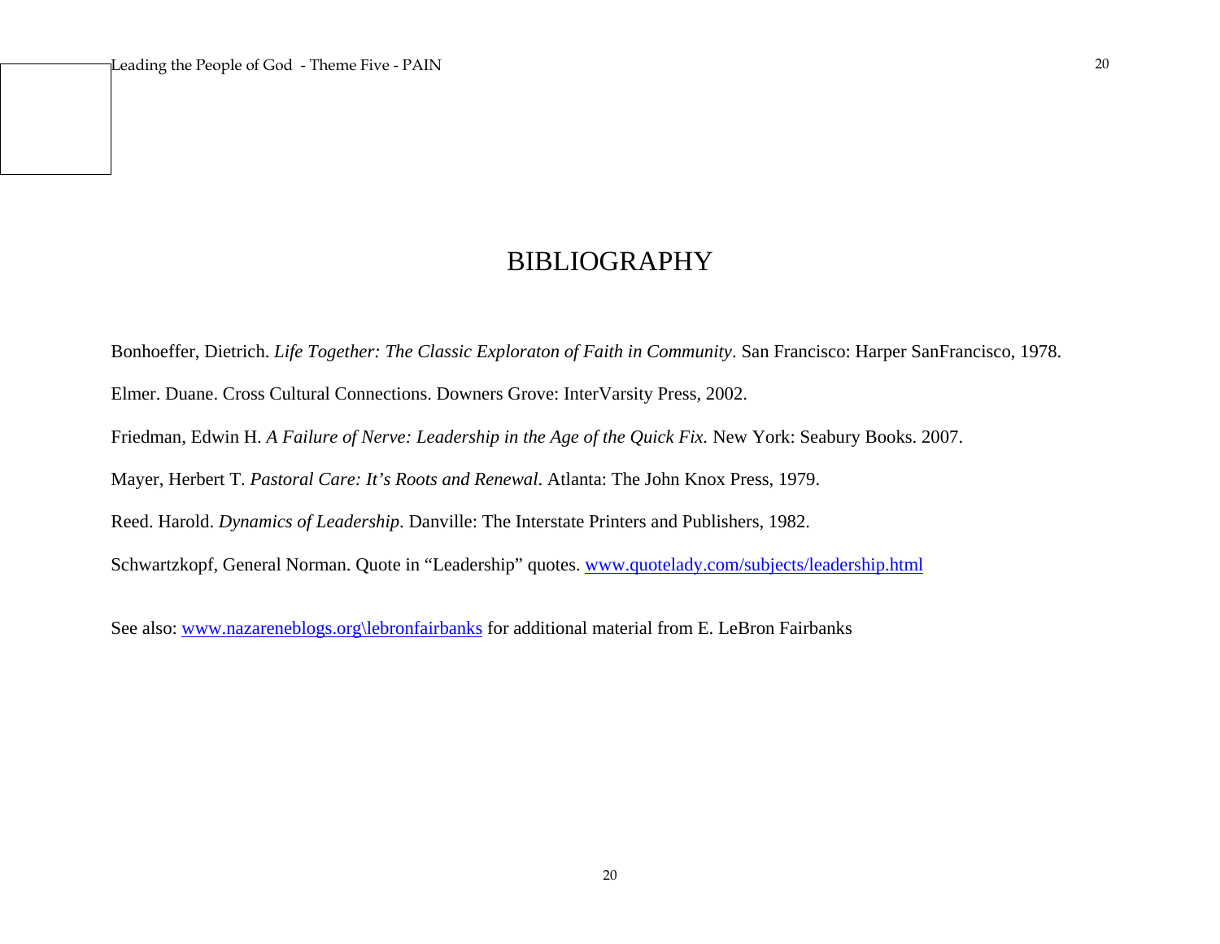# BIBLIOGRAPHY

Bonhoeffer, Dietrich. *Life Together: The Classic Exploraton of Faith in Community*. San Francisco: Harper SanFrancisco, 1978.

Elmer. Duane. Cross Cultural Connections. Downers Grove: InterVarsity Press, 2002.

Friedman, Edwin H. *A Failure of Nerve: Leadership in the Age of the Quick Fix.* New York: Seabury Books. 2007.

Mayer, Herbert T. *Pastoral Care: It's Roots and Renewal*. Atlanta: The John Knox Press, 1979.

Reed. Harold. *Dynamics of Leadership*. Danville: The Interstate Printers and Publishers, 1982.

Schwartzkopf, General Norman. Quote in "Leadership" quotes. www.quotelady.com/subjects/leadership.html

See also: www.nazareneblogs.org\lebronfairbanks for additional material from E. LeBron Fairbanks